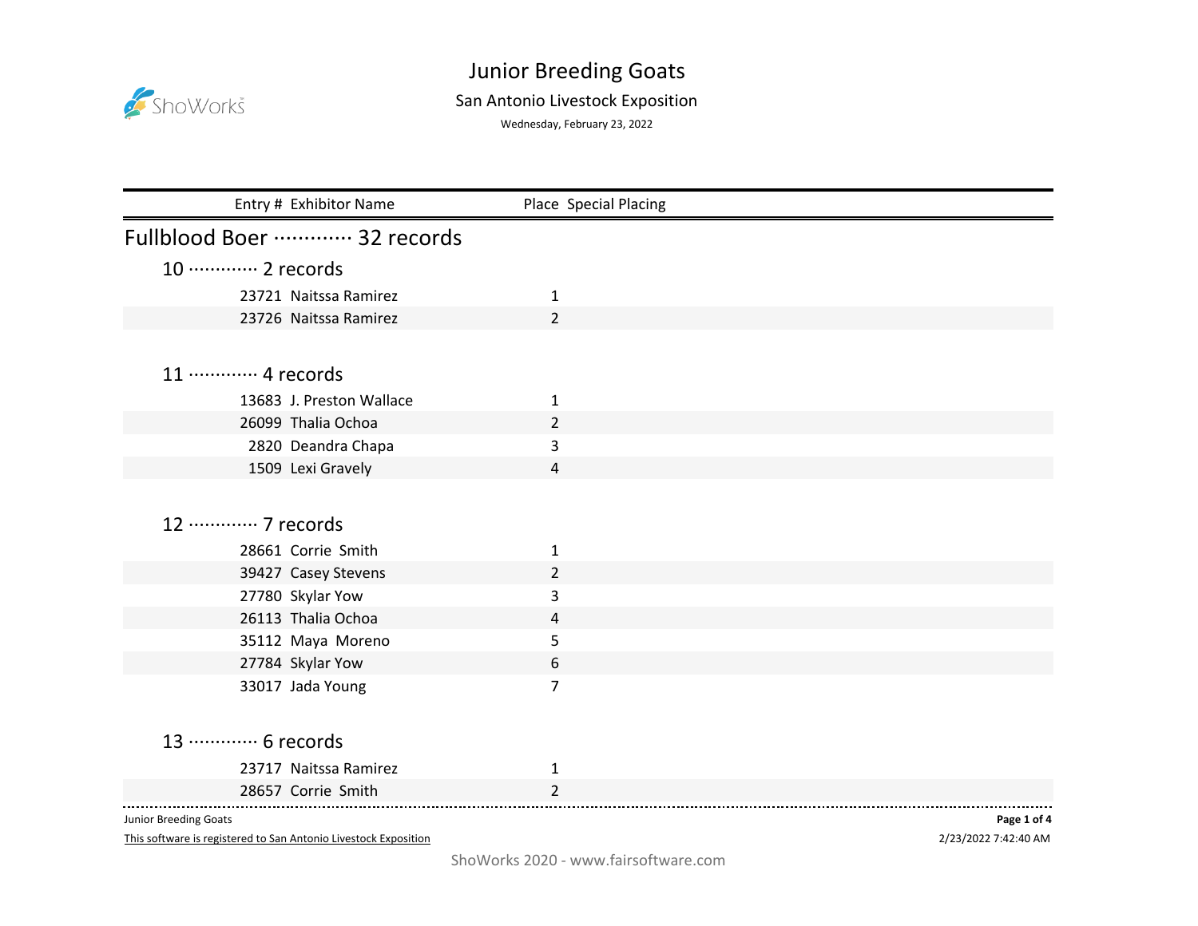# Junior Breeding Goats

## San Antonio Livestock Exposition

Wednesday, February 23, 2022

| Entry # | Exhibitor Name | Place | Special Placing |
|---|---|---|---|

## Fullblood Boer ············· 32 records

### 10 ············· 2 records

| Entry # | Exhibitor Name | Place | Special Placing |
|---|---|---|---|
| 23721 | Naitssa Ramirez | 1 | |
| 23726 | Naitssa Ramirez | 2 | |

### 11 ············· 4 records

| Entry # | Exhibitor Name | Place | Special Placing |
|---|---|---|---|
| 13683 | J. Preston Wallace | 1 | |
| 26099 | Thalia Ochoa | 2 | |
| 2820 | Deandra Chapa | 3 | |
| 1509 | Lexi Gravely | 4 | |

### 12 ············· 7 records

| Entry # | Exhibitor Name | Place | Special Placing |
|---|---|---|---|
| 28661 | Corrie Smith | 1 | |
| 39427 | Casey Stevens | 2 | |
| 27780 | Skylar Yow | 3 | |
| 26113 | Thalia Ochoa | 4 | |
| 35112 | Maya Moreno | 5 | |
| 27784 | Skylar Yow | 6 | |
| 33017 | Jada Young | 7 | |

### 13 ············· 6 records

| Entry # | Exhibitor Name | Place | Special Placing |
|---|---|---|---|
| 23717 | Naitssa Ramirez | 1 | |
| 28657 | Corrie Smith | 2 | |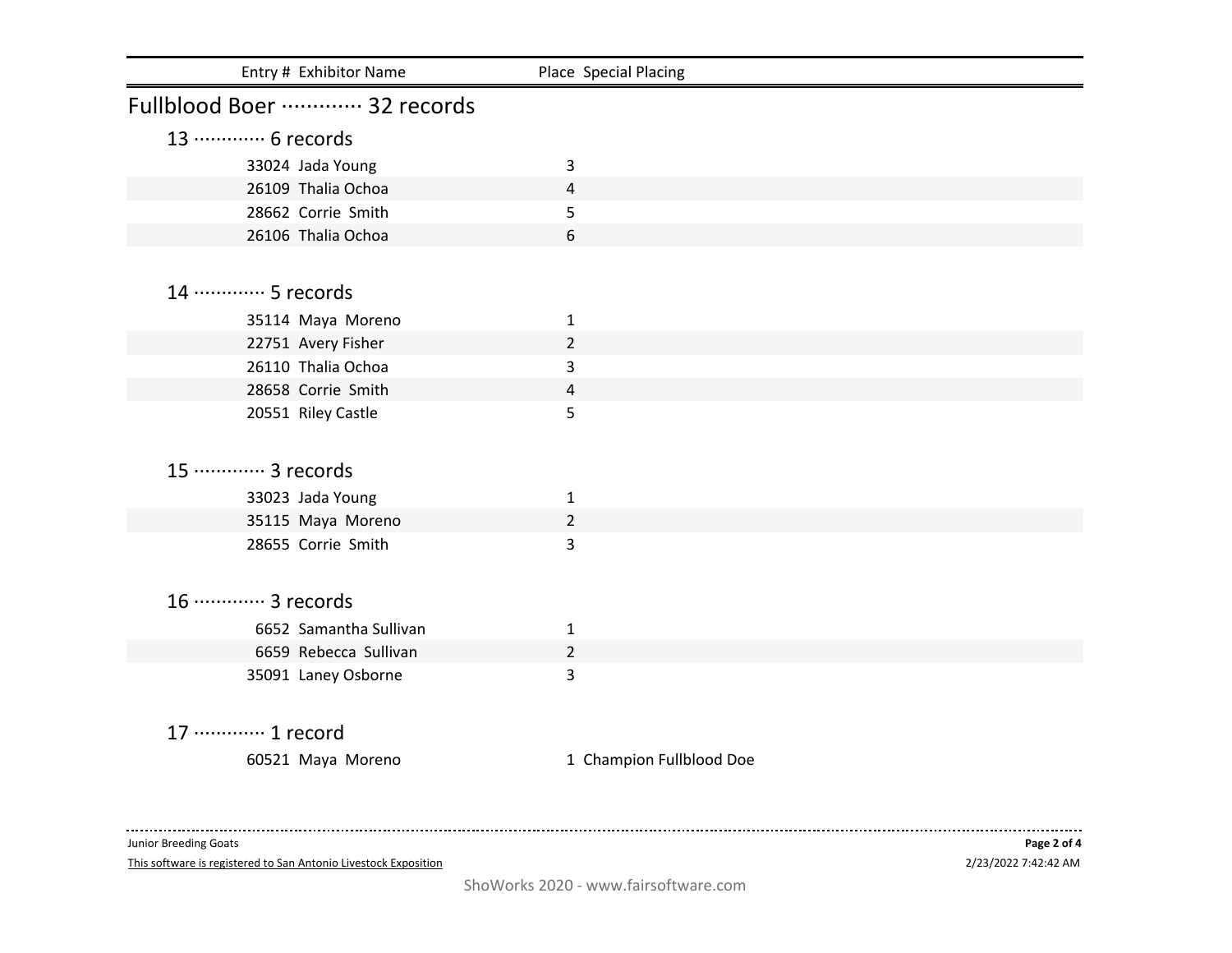| Entry # | Exhibitor Name | Place | Special Placing |
| --- | --- | --- | --- |

## Fullblood Boer ············· 32 records

### 13 ············· 6 records

| Entry # | Exhibitor Name | Place | Special Placing |
| --- | --- | --- | --- |
| 33024 | Jada Young | 3 | |
| 26109 | Thalia Ochoa | 4 | |
| 28662 | Corrie Smith | 5 | |
| 26106 | Thalia Ochoa | 6 | |

### 14 ············· 5 records

| Entry # | Exhibitor Name | Place | Special Placing |
| --- | --- | --- | --- |
| 35114 | Maya Moreno | 1 | |
| 22751 | Avery Fisher | 2 | |
| 26110 | Thalia Ochoa | 3 | |
| 28658 | Corrie Smith | 4 | |
| 20551 | Riley Castle | 5 | |

### 15 ············· 3 records

| Entry # | Exhibitor Name | Place | Special Placing |
| --- | --- | --- | --- |
| 33023 | Jada Young | 1 | |
| 35115 | Maya Moreno | 2 | |
| 28655 | Corrie Smith | 3 | |

### 16 ············· 3 records

| Entry # | Exhibitor Name | Place | Special Placing |
| --- | --- | --- | --- |
| 6652 | Samantha Sullivan | 1 | |
| 6659 | Rebecca Sullivan | 2 | |
| 35091 | Laney Osborne | 3 | |

### 17 ············· 1 record

| Entry # | Exhibitor Name | Place | Special Placing |
| --- | --- | --- | --- |
| 60521 | Maya Moreno | 1 | Champion Fullblood Doe |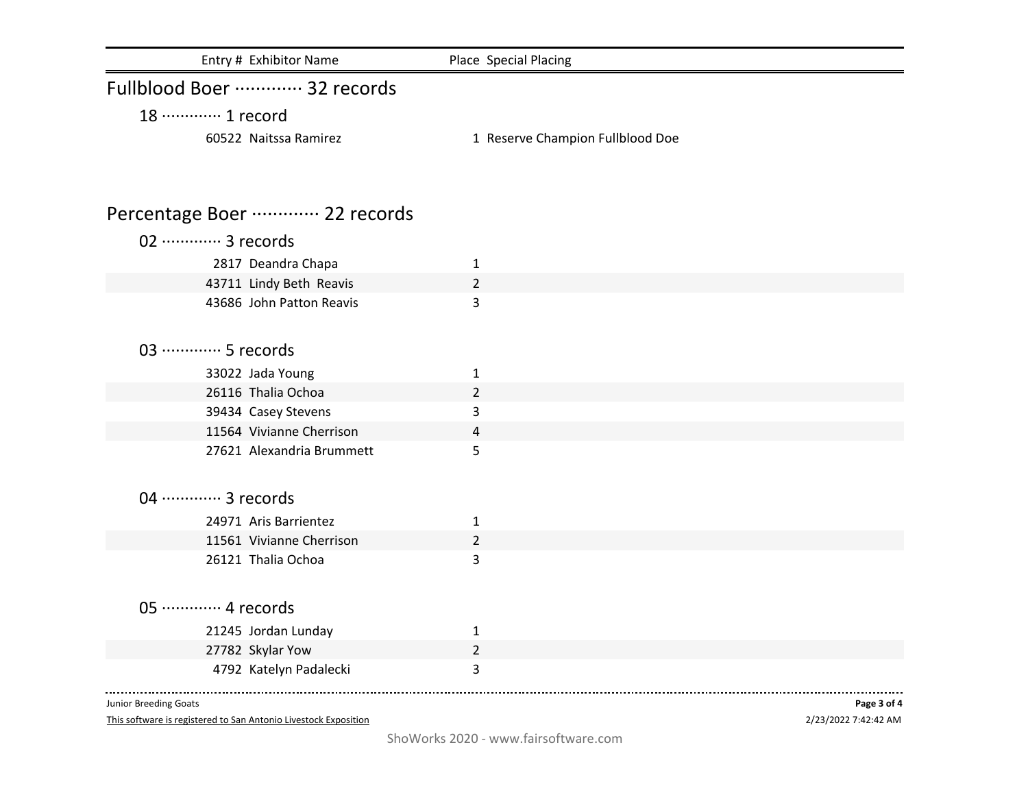| Entry # | Exhibitor Name | Place | Special Placing |
|---|---|---|---|

## Fullblood Boer ············· 32 records

### 18 ············· 1 record

| Entry # | Exhibitor Name | Place | Special Placing |
|---|---|---|---|
| 60522 | Naitssa Ramirez | 1 | Reserve Champion Fullblood Doe |

## Percentage Boer ············· 22 records

### 02 ············· 3 records

| Entry # | Exhibitor Name | Place | Special Placing |
|---|---|---|---|
| 2817 | Deandra Chapa | 1 | |
| 43711 | Lindy Beth Reavis | 2 | |
| 43686 | John Patton Reavis | 3 | |

### 03 ············· 5 records

| Entry # | Exhibitor Name | Place | Special Placing |
|---|---|---|---|
| 33022 | Jada Young | 1 | |
| 26116 | Thalia Ochoa | 2 | |
| 39434 | Casey Stevens | 3 | |
| 11564 | Vivianne Cherrison | 4 | |
| 27621 | Alexandria Brummett | 5 | |

### 04 ············· 3 records

| Entry # | Exhibitor Name | Place | Special Placing |
|---|---|---|---|
| 24971 | Aris Barrientez | 1 | |
| 11561 | Vivianne Cherrison | 2 | |
| 26121 | Thalia Ochoa | 3 | |

### 05 ············· 4 records

| Entry # | Exhibitor Name | Place | Special Placing |
|---|---|---|---|
| 21245 | Jordan Lunday | 1 | |
| 27782 | Skylar Yow | 2 | |
| 4792 | Katelyn Padalecki | 3 | |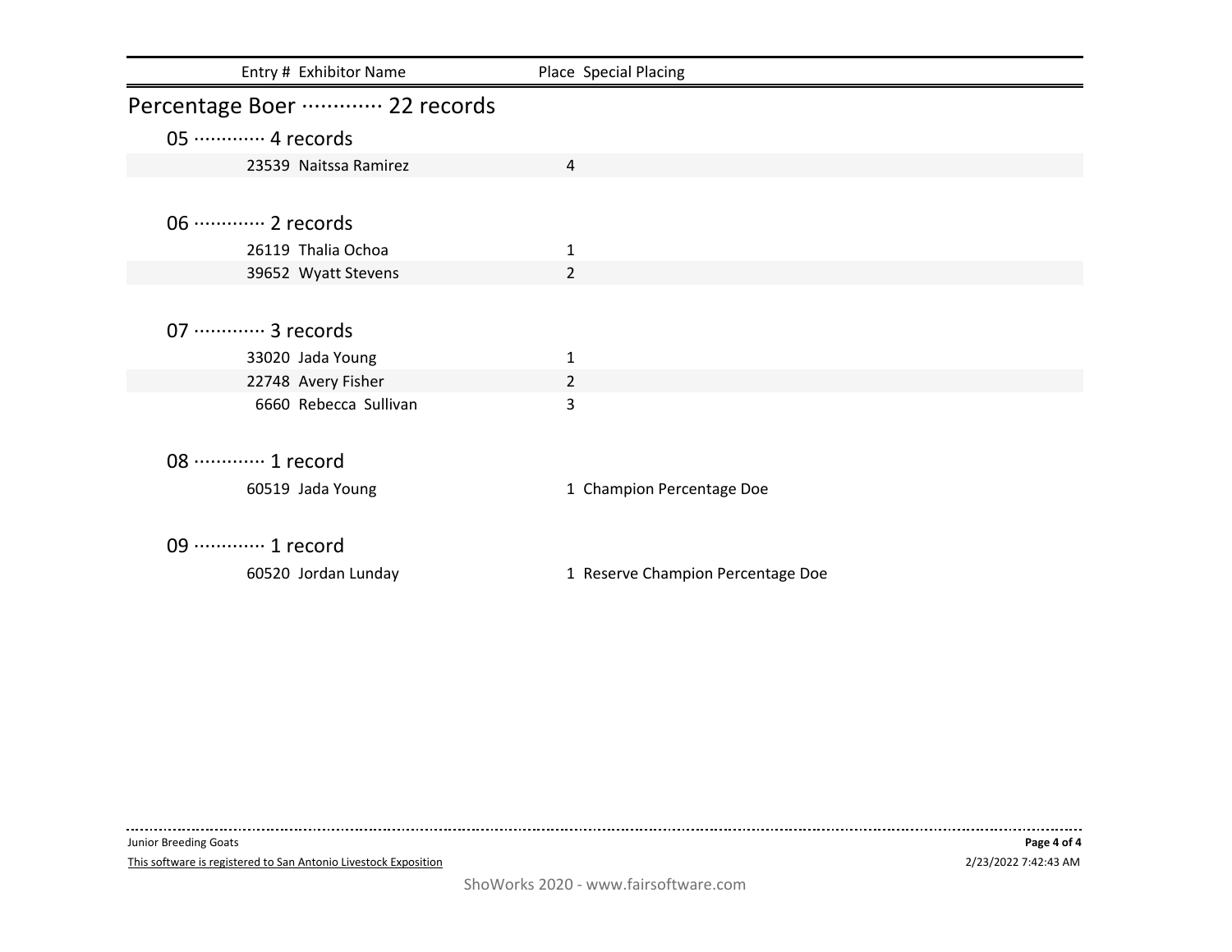| Entry # | Exhibitor Name | Place | Special Placing |
|---|---|---|---|

## Percentage Boer ············· 22 records

### 05 ············· 4 records

| Entry # | Exhibitor Name | Place | Special Placing |
|---|---|---|---|
| 23539 | Naitssa Ramirez | 4 | |

### 06 ············· 2 records

| Entry # | Exhibitor Name | Place | Special Placing |
|---|---|---|---|
| 26119 | Thalia Ochoa | 1 | |
| 39652 | Wyatt Stevens | 2 | |

### 07 ············· 3 records

| Entry # | Exhibitor Name | Place | Special Placing |
|---|---|---|---|
| 33020 | Jada Young | 1 | |
| 22748 | Avery Fisher | 2 | |
| 6660 | Rebecca Sullivan | 3 | |

### 08 ············· 1 record

| Entry # | Exhibitor Name | Place | Special Placing |
|---|---|---|---|
| 60519 | Jada Young | 1 | Champion Percentage Doe |

### 09 ············· 1 record

| Entry # | Exhibitor Name | Place | Special Placing |
|---|---|---|---|
| 60520 | Jordan Lunday | 1 | Reserve Champion Percentage Doe |

Junior Breeding Goats

This software is registered to San Antonio Livestock Exposition

2/23/2022 7:42:43 AM

ShoWorks 2020 - www.fairsoftware.com